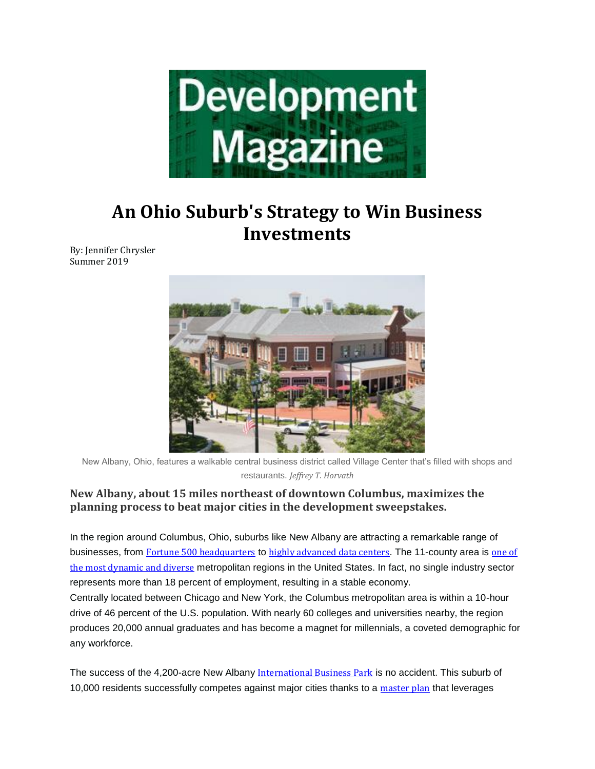Development Magazine

# An Ohio Suburb's Strategy to Win Business Investments

By: Jennifer Chrysler
Summer 2019

New Albany, Ohio, features a walkable central business district called Village Center that's filled with shops and restaurants. *Jeffrey T. Horvath*

### New Albany, about 15 miles northeast of downtown Columbus, maximizes the planning process to beat major cities in the development sweepstakes.

In the region around Columbus, Ohio, suburbs like New Albany are attracting a remarkable range of businesses, from Fortune 500 headquarters to highly advanced data centers. The 11-county area is one of the most dynamic and diverse metropolitan regions in the United States. In fact, no single industry sector represents more than 18 percent of employment, resulting in a stable economy.
Centrally located between Chicago and New York, the Columbus metropolitan area is within a 10-hour drive of 46 percent of the U.S. population. With nearly 60 colleges and universities nearby, the region produces 20,000 annual graduates and has become a magnet for millennials, a coveted demographic for any workforce.

The success of the 4,200-acre New Albany International Business Park is no accident. This suburb of 10,000 residents successfully competes against major cities thanks to a master plan that leverages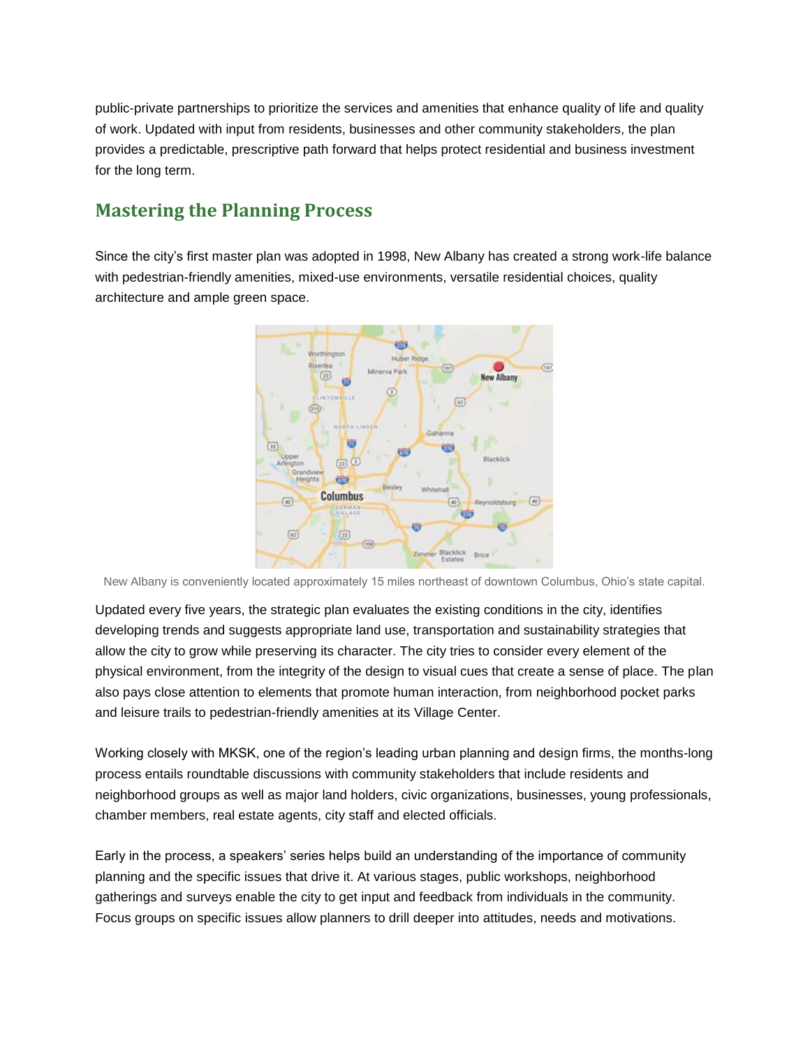public-private partnerships to prioritize the services and amenities that enhance quality of life and quality of work. Updated with input from residents, businesses and other community stakeholders, the plan provides a predictable, prescriptive path forward that helps protect residential and business investment for the long term.

## Mastering the Planning Process

Since the city's first master plan was adopted in 1998, New Albany has created a strong work-life balance with pedestrian-friendly amenities, mixed-use environments, versatile residential choices, quality architecture and ample green space.

New Albany is conveniently located approximately 15 miles northeast of downtown Columbus, Ohio's state capital.

Updated every five years, the strategic plan evaluates the existing conditions in the city, identifies developing trends and suggests appropriate land use, transportation and sustainability strategies that allow the city to grow while preserving its character. The city tries to consider every element of the physical environment, from the integrity of the design to visual cues that create a sense of place. The plan also pays close attention to elements that promote human interaction, from neighborhood pocket parks and leisure trails to pedestrian-friendly amenities at its Village Center.

Working closely with MKSK, one of the region's leading urban planning and design firms, the months-long process entails roundtable discussions with community stakeholders that include residents and neighborhood groups as well as major land holders, civic organizations, businesses, young professionals, chamber members, real estate agents, city staff and elected officials.

Early in the process, a speakers' series helps build an understanding of the importance of community planning and the specific issues that drive it. At various stages, public workshops, neighborhood gatherings and surveys enable the city to get input and feedback from individuals in the community. Focus groups on specific issues allow planners to drill deeper into attitudes, needs and motivations.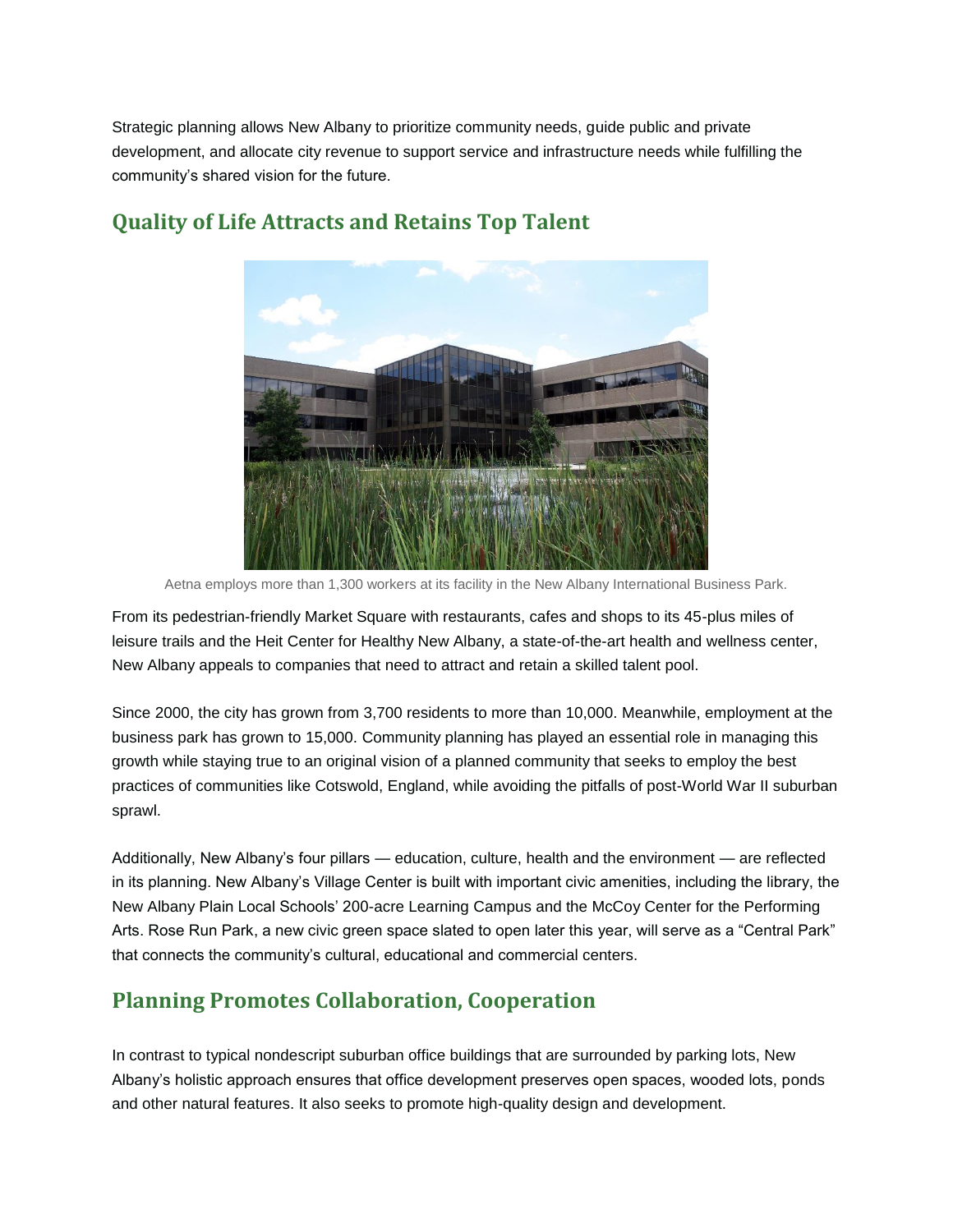Strategic planning allows New Albany to prioritize community needs, guide public and private development, and allocate city revenue to support service and infrastructure needs while fulfilling the community's shared vision for the future.

## Quality of Life Attracts and Retains Top Talent

Aetna employs more than 1,300 workers at its facility in the New Albany International Business Park.

From its pedestrian-friendly Market Square with restaurants, cafes and shops to its 45-plus miles of leisure trails and the Heit Center for Healthy New Albany, a state-of-the-art health and wellness center, New Albany appeals to companies that need to attract and retain a skilled talent pool.

Since 2000, the city has grown from 3,700 residents to more than 10,000. Meanwhile, employment at the business park has grown to 15,000. Community planning has played an essential role in managing this growth while staying true to an original vision of a planned community that seeks to employ the best practices of communities like Cotswold, England, while avoiding the pitfalls of post-World War II suburban sprawl.

Additionally, New Albany's four pillars — education, culture, health and the environment — are reflected in its planning. New Albany's Village Center is built with important civic amenities, including the library, the New Albany Plain Local Schools' 200-acre Learning Campus and the McCoy Center for the Performing Arts. Rose Run Park, a new civic green space slated to open later this year, will serve as a "Central Park" that connects the community's cultural, educational and commercial centers.

## Planning Promotes Collaboration, Cooperation

In contrast to typical nondescript suburban office buildings that are surrounded by parking lots, New Albany's holistic approach ensures that office development preserves open spaces, wooded lots, ponds and other natural features. It also seeks to promote high-quality design and development.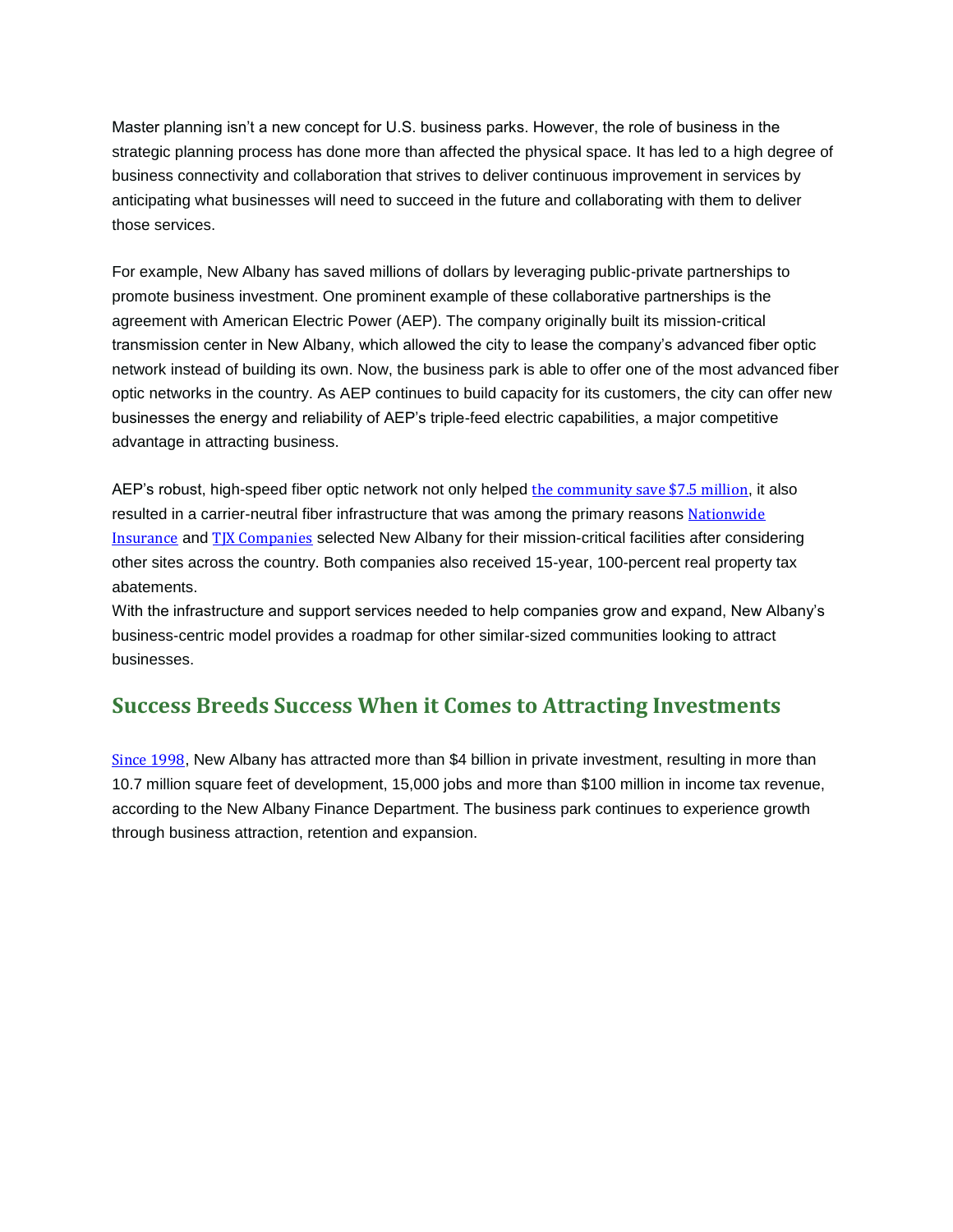Master planning isn't a new concept for U.S. business parks. However, the role of business in the strategic planning process has done more than affected the physical space. It has led to a high degree of business connectivity and collaboration that strives to deliver continuous improvement in services by anticipating what businesses will need to succeed in the future and collaborating with them to deliver those services.

For example, New Albany has saved millions of dollars by leveraging public-private partnerships to promote business investment. One prominent example of these collaborative partnerships is the agreement with American Electric Power (AEP). The company originally built its mission-critical transmission center in New Albany, which allowed the city to lease the company's advanced fiber optic network instead of building its own. Now, the business park is able to offer one of the most advanced fiber optic networks in the country. As AEP continues to build capacity for its customers, the city can offer new businesses the energy and reliability of AEP's triple-feed electric capabilities, a major competitive advantage in attracting business.

AEP's robust, high-speed fiber optic network not only helped the community save $7.5 million, it also resulted in a carrier-neutral fiber infrastructure that was among the primary reasons Nationwide Insurance and TJX Companies selected New Albany for their mission-critical facilities after considering other sites across the country. Both companies also received 15-year, 100-percent real property tax abatements.

With the infrastructure and support services needed to help companies grow and expand, New Albany's business-centric model provides a roadmap for other similar-sized communities looking to attract businesses.

## Success Breeds Success When it Comes to Attracting Investments

Since 1998, New Albany has attracted more than $4 billion in private investment, resulting in more than 10.7 million square feet of development, 15,000 jobs and more than $100 million in income tax revenue, according to the New Albany Finance Department. The business park continues to experience growth through business attraction, retention and expansion.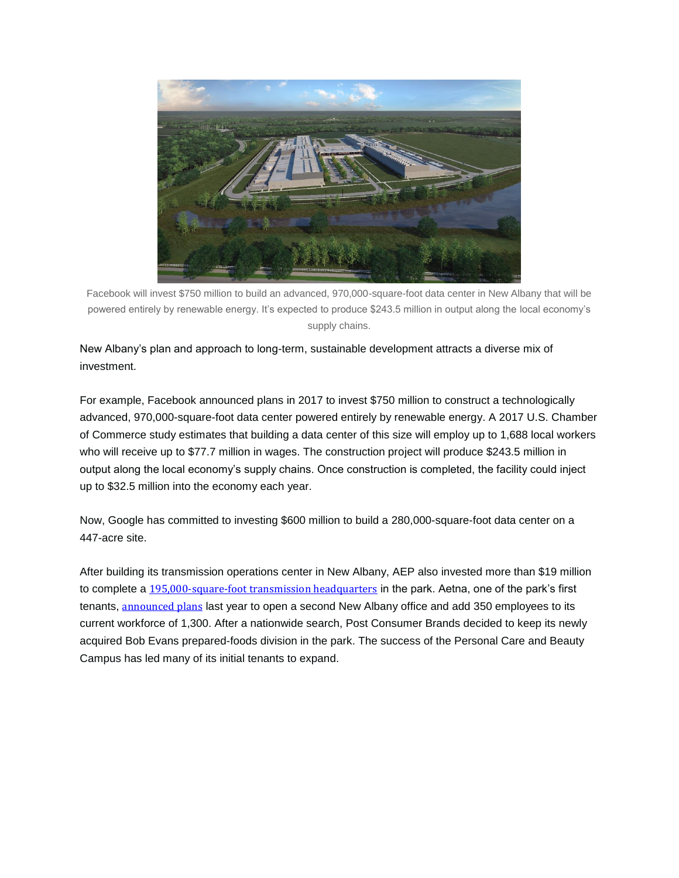Facebook will invest $750 million to build an advanced, 970,000-square-foot data center in New Albany that will be powered entirely by renewable energy. It's expected to produce $243.5 million in output along the local economy's supply chains.

New Albany's plan and approach to long-term, sustainable development attracts a diverse mix of investment.

For example, Facebook announced plans in 2017 to invest $750 million to construct a technologically advanced, 970,000-square-foot data center powered entirely by renewable energy. A 2017 U.S. Chamber of Commerce study estimates that building a data center of this size will employ up to 1,688 local workers who will receive up to $77.7 million in wages. The construction project will produce $243.5 million in output along the local economy's supply chains. Once construction is completed, the facility could inject up to $32.5 million into the economy each year.

Now, Google has committed to investing $600 million to build a 280,000-square-foot data center on a 447-acre site.

After building its transmission operations center in New Albany, AEP also invested more than $19 million to complete a 195,000-square-foot transmission headquarters in the park. Aetna, one of the park's first tenants, announced plans last year to open a second New Albany office and add 350 employees to its current workforce of 1,300. After a nationwide search, Post Consumer Brands decided to keep its newly acquired Bob Evans prepared-foods division in the park. The success of the Personal Care and Beauty Campus has led many of its initial tenants to expand.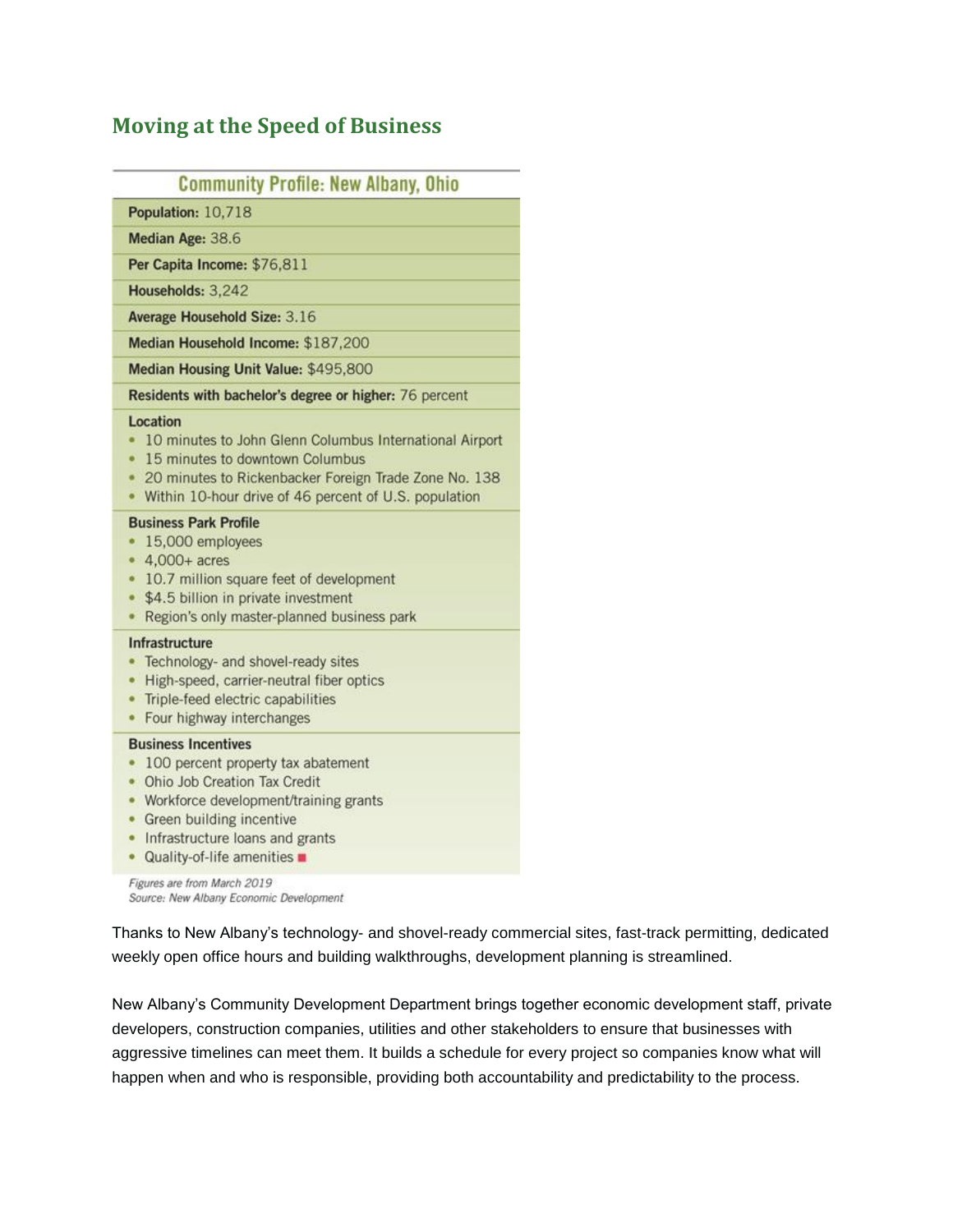## Moving at the Speed of Business

### Community Profile: New Albany, Ohio

**Population:** 10,718

**Median Age:** 38.6

**Per Capita Income:** $76,811

**Households:** 3,242

**Average Household Size:** 3.16

**Median Household Income:** $187,200

**Median Housing Unit Value:** $495,800

**Residents with bachelor's degree or higher:** 76 percent

**Location**

- 10 minutes to John Glenn Columbus International Airport
- 15 minutes to downtown Columbus
- 20 minutes to Rickenbacker Foreign Trade Zone No. 138
- Within 10-hour drive of 46 percent of U.S. population

**Business Park Profile**

- 15,000 employees
- 4,000+ acres
- 10.7 million square feet of development
- $4.5 billion in private investment
- Region's only master-planned business park

**Infrastructure**

- Technology- and shovel-ready sites
- High-speed, carrier-neutral fiber optics
- Triple-feed electric capabilities
- Four highway interchanges

**Business Incentives**

- 100 percent property tax abatement
- Ohio Job Creation Tax Credit
- Workforce development/training grants
- Green building incentive
- Infrastructure loans and grants
- Quality-of-life amenities

*Figures are from March 2019*
*Source: New Albany Economic Development*

Thanks to New Albany's technology- and shovel-ready commercial sites, fast-track permitting, dedicated weekly open office hours and building walkthroughs, development planning is streamlined.

New Albany's Community Development Department brings together economic development staff, private developers, construction companies, utilities and other stakeholders to ensure that businesses with aggressive timelines can meet them. It builds a schedule for every project so companies know what will happen when and who is responsible, providing both accountability and predictability to the process.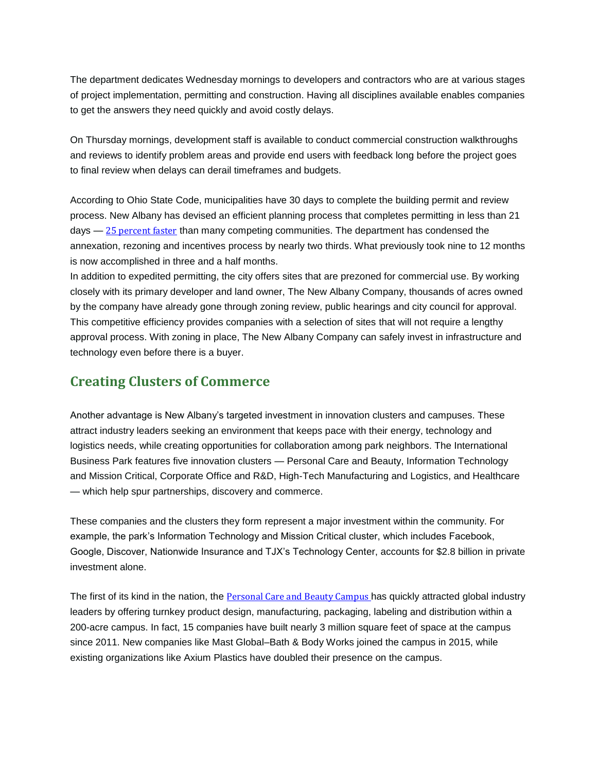The department dedicates Wednesday mornings to developers and contractors who are at various stages of project implementation, permitting and construction. Having all disciplines available enables companies to get the answers they need quickly and avoid costly delays.

On Thursday mornings, development staff is available to conduct commercial construction walkthroughs and reviews to identify problem areas and provide end users with feedback long before the project goes to final review when delays can derail timeframes and budgets.

According to Ohio State Code, municipalities have 30 days to complete the building permit and review process. New Albany has devised an efficient planning process that completes permitting in less than 21 days — 25 percent faster than many competing communities. The department has condensed the annexation, rezoning and incentives process by nearly two thirds. What previously took nine to 12 months is now accomplished in three and a half months.

In addition to expedited permitting, the city offers sites that are prezoned for commercial use. By working closely with its primary developer and land owner, The New Albany Company, thousands of acres owned by the company have already gone through zoning review, public hearings and city council for approval. This competitive efficiency provides companies with a selection of sites that will not require a lengthy approval process. With zoning in place, The New Albany Company can safely invest in infrastructure and technology even before there is a buyer.

## Creating Clusters of Commerce

Another advantage is New Albany's targeted investment in innovation clusters and campuses. These attract industry leaders seeking an environment that keeps pace with their energy, technology and logistics needs, while creating opportunities for collaboration among park neighbors. The International Business Park features five innovation clusters — Personal Care and Beauty, Information Technology and Mission Critical, Corporate Office and R&D, High-Tech Manufacturing and Logistics, and Healthcare — which help spur partnerships, discovery and commerce.

These companies and the clusters they form represent a major investment within the community. For example, the park's Information Technology and Mission Critical cluster, which includes Facebook, Google, Discover, Nationwide Insurance and TJX's Technology Center, accounts for $2.8 billion in private investment alone.

The first of its kind in the nation, the Personal Care and Beauty Campus has quickly attracted global industry leaders by offering turnkey product design, manufacturing, packaging, labeling and distribution within a 200-acre campus. In fact, 15 companies have built nearly 3 million square feet of space at the campus since 2011. New companies like Mast Global–Bath & Body Works joined the campus in 2015, while existing organizations like Axium Plastics have doubled their presence on the campus.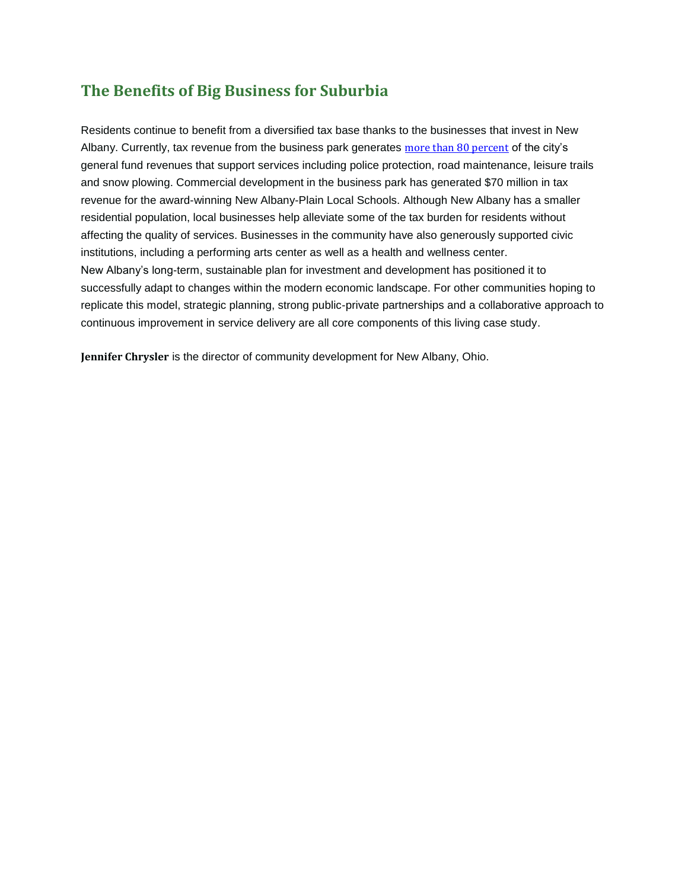## The Benefits of Big Business for Suburbia

Residents continue to benefit from a diversified tax base thanks to the businesses that invest in New Albany. Currently, tax revenue from the business park generates more than 80 percent of the city's general fund revenues that support services including police protection, road maintenance, leisure trails and snow plowing. Commercial development in the business park has generated $70 million in tax revenue for the award-winning New Albany-Plain Local Schools. Although New Albany has a smaller residential population, local businesses help alleviate some of the tax burden for residents without affecting the quality of services. Businesses in the community have also generously supported civic institutions, including a performing arts center as well as a health and wellness center.

New Albany's long-term, sustainable plan for investment and development has positioned it to successfully adapt to changes within the modern economic landscape. For other communities hoping to replicate this model, strategic planning, strong public-private partnerships and a collaborative approach to continuous improvement in service delivery are all core components of this living case study.

**Jennifer Chrysler** is the director of community development for New Albany, Ohio.